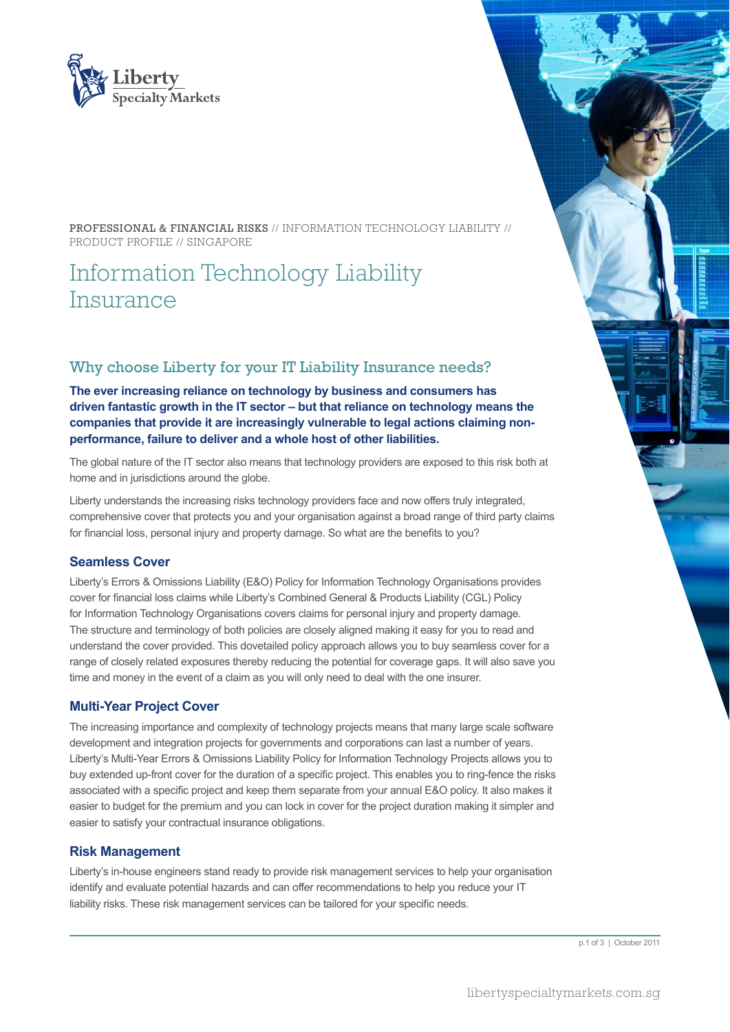Liberty Specialty Markets

PROFESSIONAL & FINANCIAL RISKS // INFORMATION TECHNOLOGY LIABILITY // PRODUCT PROFILE // SINGAPORE

# Information Technology Liability Insurance

## Why choose Liberty for your IT Liability Insurance needs?

**The ever increasing reliance on technology by business and consumers has driven fantastic growth in the IT sector – but that reliance on technology means the companies that provide it are increasingly vulnerable to legal actions claiming non-performance, failure to deliver and a whole host of other liabilities.**

The global nature of the IT sector also means that technology providers are exposed to this risk both at home and in jurisdictions around the globe.

Liberty understands the increasing risks technology providers face and now offers truly integrated, comprehensive cover that protects you and your organisation against a broad range of third party claims for financial loss, personal injury and property damage. So what are the benefits to you?

### Seamless Cover

Liberty's Errors & Omissions Liability (E&O) Policy for Information Technology Organisations provides cover for financial loss claims while Liberty's Combined General & Products Liability (CGL) Policy for Information Technology Organisations covers claims for personal injury and property damage. The structure and terminology of both policies are closely aligned making it easy for you to read and understand the cover provided. This dovetailed policy approach allows you to buy seamless cover for a range of closely related exposures thereby reducing the potential for coverage gaps. It will also save you time and money in the event of a claim as you will only need to deal with the one insurer.

### Multi-Year Project Cover

The increasing importance and complexity of technology projects means that many large scale software development and integration projects for governments and corporations can last a number of years. Liberty's Multi-Year Errors & Omissions Liability Policy for Information Technology Projects allows you to buy extended up-front cover for the duration of a specific project. This enables you to ring-fence the risks associated with a specific project and keep them separate from your annual E&O policy. It also makes it easier to budget for the premium and you can lock in cover for the project duration making it simpler and easier to satisfy your contractual insurance obligations.

### Risk Management

Liberty's in-house engineers stand ready to provide risk management services to help your organisation identify and evaluate potential hazards and can offer recommendations to help you reduce your IT liability risks. These risk management services can be tailored for your specific needs.

October 2011

libertyspecialtymarkets.com.sg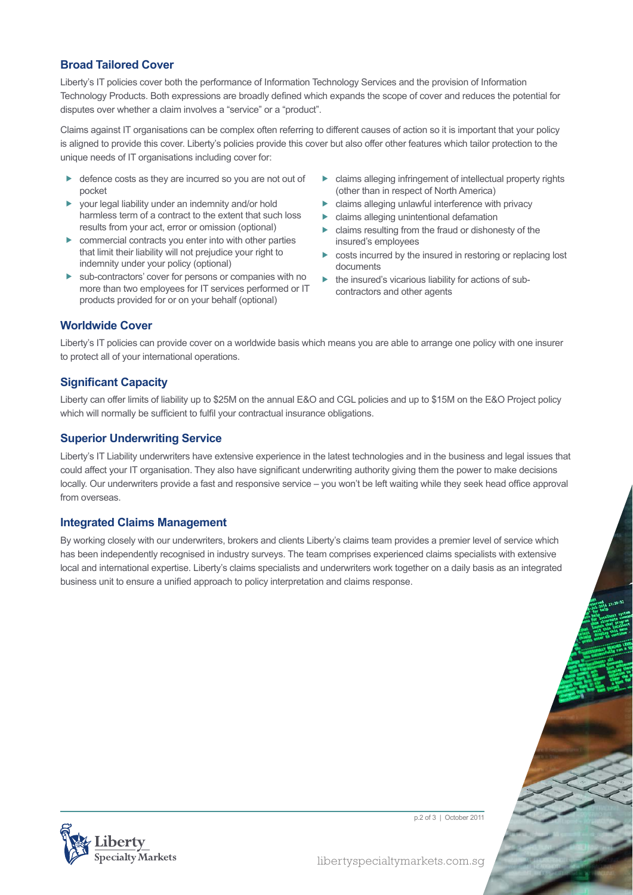## Broad Tailored Cover

Liberty's IT policies cover both the performance of Information Technology Services and the provision of Information Technology Products. Both expressions are broadly defined which expands the scope of cover and reduces the potential for disputes over whether a claim involves a "service" or a "product".

Claims against IT organisations can be complex often referring to different causes of action so it is important that your policy is aligned to provide this cover. Liberty's policies provide this cover but also offer other features which tailor protection to the unique needs of IT organisations including cover for:

- defence costs as they are incurred so you are not out of pocket
- your legal liability under an indemnity and/or hold harmless term of a contract to the extent that such loss results from your act, error or omission (optional)
- commercial contracts you enter into with other parties that limit their liability will not prejudice your right to indemnity under your policy (optional)
- sub-contractors' cover for persons or companies with no more than two employees for IT services performed or IT products provided for or on your behalf (optional)
- claims alleging infringement of intellectual property rights (other than in respect of North America)
- claims alleging unlawful interference with privacy
- claims alleging unintentional defamation
- claims resulting from the fraud or dishonesty of the insured's employees
- costs incurred by the insured in restoring or replacing lost documents
- the insured's vicarious liability for actions of sub-contractors and other agents

## Worldwide Cover

Liberty's IT policies can provide cover on a worldwide basis which means you are able to arrange one policy with one insurer to protect all of your international operations.

## Significant Capacity

Liberty can offer limits of liability up to $25M on the annual E&O and CGL policies and up to $15M on the E&O Project policy which will normally be sufficient to fulfil your contractual insurance obligations.

## Superior Underwriting Service

Liberty's IT Liability underwriters have extensive experience in the latest technologies and in the business and legal issues that could affect your IT organisation. They also have significant underwriting authority giving them the power to make decisions locally. Our underwriters provide a fast and responsive service – you won't be left waiting while they seek head office approval from overseas.

## Integrated Claims Management

By working closely with our underwriters, brokers and clients Liberty's claims team provides a premier level of service which has been independently recognised in industry surveys. The team comprises experienced claims specialists with extensive local and international expertise. Liberty's claims specialists and underwriters work together on a daily basis as an integrated business unit to ensure a unified approach to policy interpretation and claims response.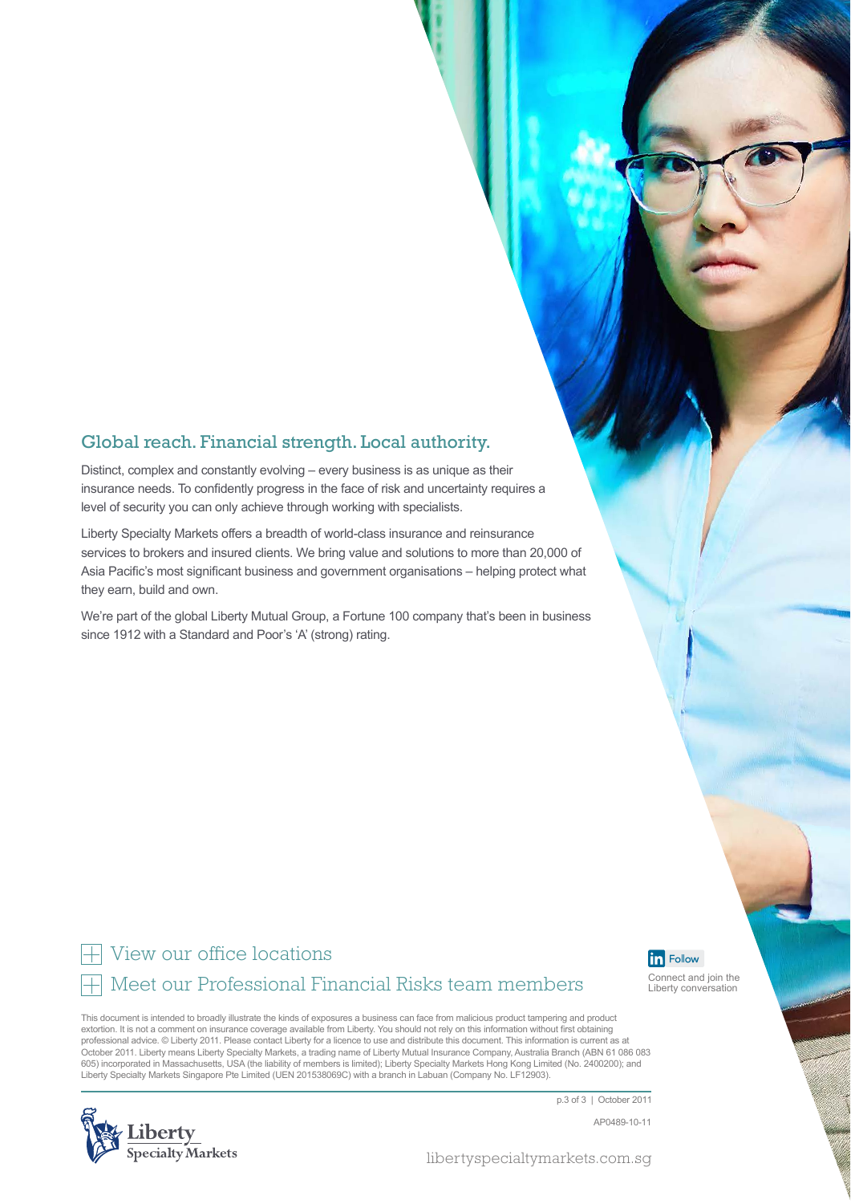## Global reach. Financial strength. Local authority.

Distinct, complex and constantly evolving – every business is as unique as their insurance needs. To confidently progress in the face of risk and uncertainty requires a level of security you can only achieve through working with specialists.

Liberty Specialty Markets offers a breadth of world-class insurance and reinsurance services to brokers and insured clients. We bring value and solutions to more than 20,000 of Asia Pacific's most significant business and government organisations – helping protect what they earn, build and own.

We're part of the global Liberty Mutual Group, a Fortune 100 company that's been in business since 1912 with a Standard and Poor's 'A' (strong) rating.

View our office locations

Meet our Professional Financial Risks team members

Follow

Connect and join the Liberty conversation

This document is intended to broadly illustrate the kinds of exposures a business can face from malicious product tampering and product extortion. It is not a comment on insurance coverage available from Liberty. You should not rely on this information without first obtaining professional advice. © Liberty 2011. Please contact Liberty for a licence to use and distribute this document. This information is current as at October 2011. Liberty means Liberty Specialty Markets, a trading name of Liberty Mutual Insurance Company, Australia Branch (ABN 61 086 083 605) incorporated in Massachusetts, USA (the liability of members is limited); Liberty Specialty Markets Hong Kong Limited (No. 2400200); and Liberty Specialty Markets Singapore Pte Limited (UEN 201538069C) with a branch in Labuan (Company No. LF12903).

October 2011

AP0489-10-11

Liberty Specialty Markets

libertyspecialtymarkets.com.sg